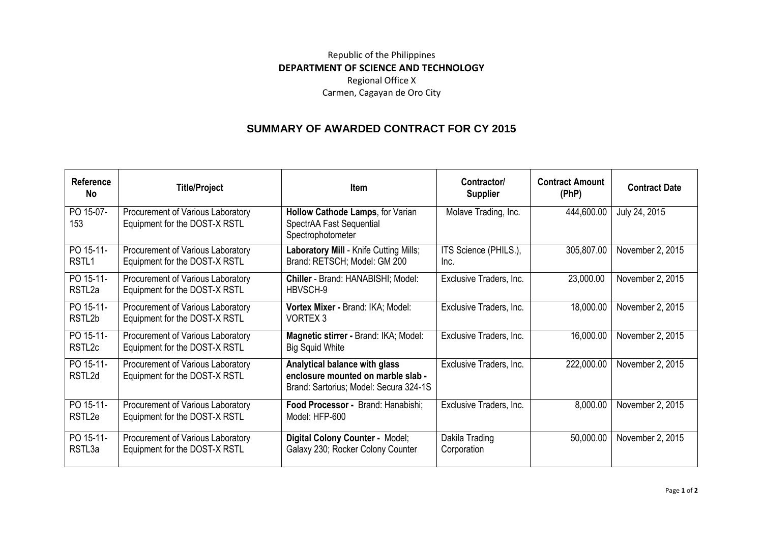Republic of the Philippines

**DEPARTMENT OF SCIENCE AND TECHNOLOGY**

Regional Office X

Carmen, Cagayan de Oro City

## SUMMARY OF AWARDED CONTRACT FOR CY 2015

| Reference No | Title/Project | Item | Contractor/ Supplier | Contract Amount (PhP) | Contract Date |
|---|---|---|---|---|---|
| PO 15-07-153 | Procurement of Various Laboratory Equipment for the DOST-X RSTL | **Hollow Cathode Lamps**, for Varian SpectrAA Fast Sequential Spectrophotometer | Molave Trading, Inc. | 444,600.00 | July 24, 2015 |
| PO 15-11-RSTL1 | Procurement of Various Laboratory Equipment for the DOST-X RSTL | **Laboratory Mill** - Knife Cutting Mills; Brand: RETSCH; Model: GM 200 | ITS Science (PHILS.), Inc. | 305,807.00 | November 2, 2015 |
| PO 15-11-RSTL2a | Procurement of Various Laboratory Equipment for the DOST-X RSTL | **Chiller** - Brand: HANABISHI; Model: HBVSCH-9 | Exclusive Traders, Inc. | 23,000.00 | November 2, 2015 |
| PO 15-11-RSTL2b | Procurement of Various Laboratory Equipment for the DOST-X RSTL | **Vortex Mixer -** Brand: IKA; Model: VORTEX 3 | Exclusive Traders, Inc. | 18,000.00 | November 2, 2015 |
| PO 15-11-RSTL2c | Procurement of Various Laboratory Equipment for the DOST-X RSTL | **Magnetic stirrer -** Brand: IKA; Model: Big Squid White | Exclusive Traders, Inc. | 16,000.00 | November 2, 2015 |
| PO 15-11-RSTL2d | Procurement of Various Laboratory Equipment for the DOST-X RSTL | **Analytical balance with glass enclosure mounted on marble slab -** Brand: Sartorius; Model: Secura 324-1S | Exclusive Traders, Inc. | 222,000.00 | November 2, 2015 |
| PO 15-11-RSTL2e | Procurement of Various Laboratory Equipment for the DOST-X RSTL | **Food Processor -** Brand: Hanabishi; Model: HFP-600 | Exclusive Traders, Inc. | 8,000.00 | November 2, 2015 |
| PO 15-11-RSTL3a | Procurement of Various Laboratory Equipment for the DOST-X RSTL | **Digital Colony Counter -** Model; Galaxy 230; Rocker Colony Counter | Dakila Trading Corporation | 50,000.00 | November 2, 2015 |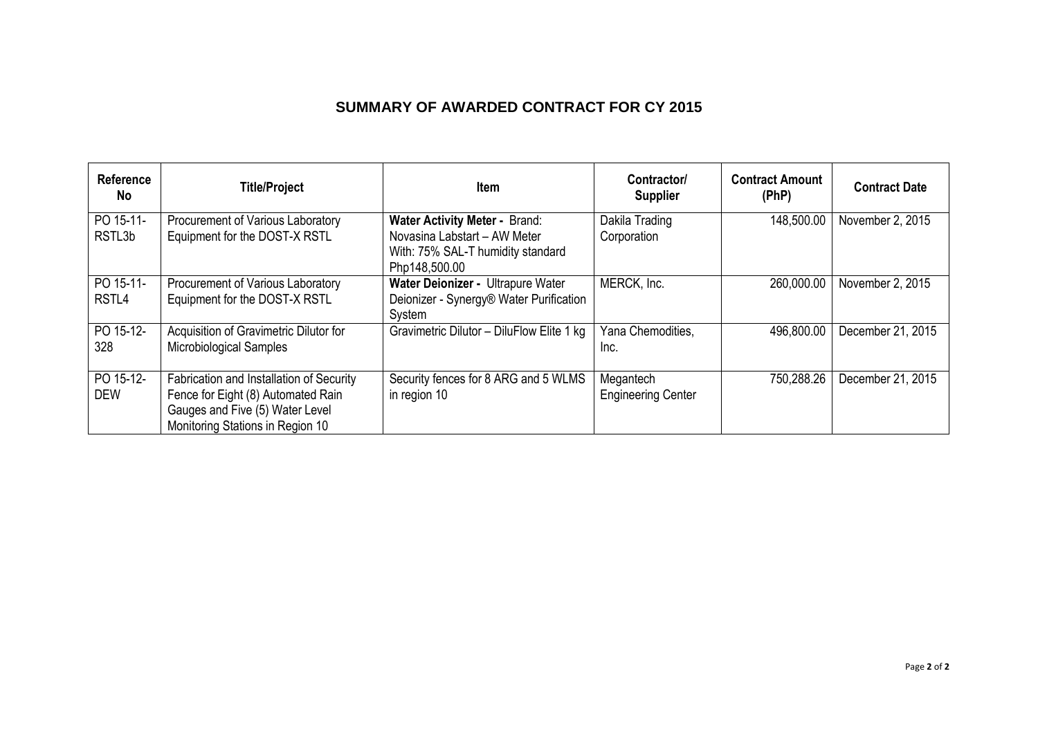## SUMMARY OF AWARDED CONTRACT FOR CY 2015

| Reference No | Title/Project | Item | Contractor/ Supplier | Contract Amount (PhP) | Contract Date |
|---|---|---|---|---|---|
| PO 15-11-RSTL3b | Procurement of Various Laboratory Equipment for the DOST-X RSTL | **Water Activity Meter -** Brand: Novasina Labstart – AW Meter With: 75% SAL-T humidity standard Php148,500.00 | Dakila Trading Corporation | 148,500.00 | November 2, 2015 |
| PO 15-11-RSTL4 | Procurement of Various Laboratory Equipment for the DOST-X RSTL | **Water Deionizer -** Ultrapure Water Deionizer - Synergy® Water Purification System | MERCK, Inc. | 260,000.00 | November 2, 2015 |
| PO 15-12-328 | Acquisition of Gravimetric Dilutor for Microbiological Samples | Gravimetric Dilutor – DiluFlow Elite 1 kg | Yana Chemodities, Inc. | 496,800.00 | December 21, 2015 |
| PO 15-12-DEW | Fabrication and Installation of Security Fence for Eight (8) Automated Rain Gauges and Five (5) Water Level Monitoring Stations in Region 10 | Security fences for 8 ARG and 5 WLMS in region 10 | Megantech Engineering Center | 750,288.26 | December 21, 2015 |